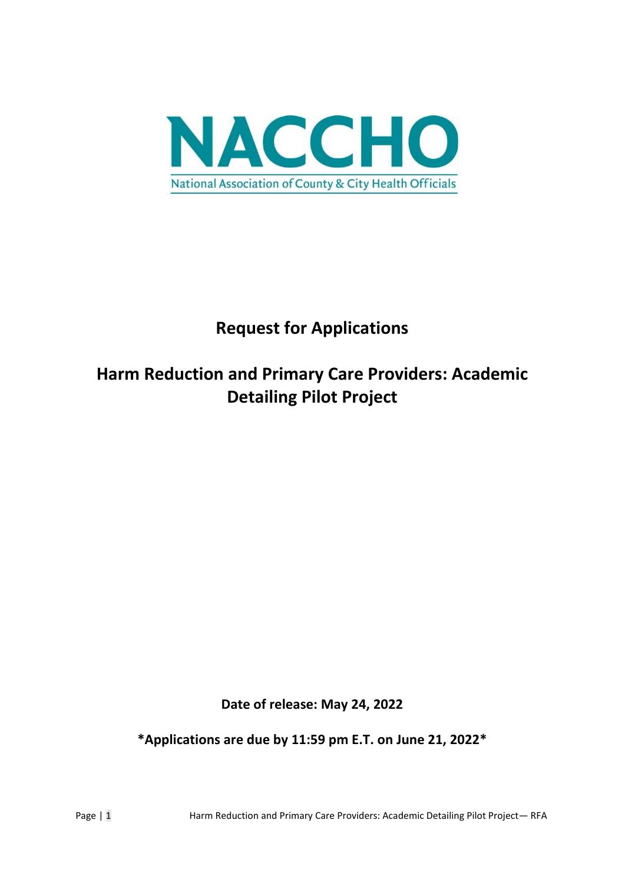# NACCHO

National Association of County & City Health Officials

## Request for Applications

## Harm Reduction and Primary Care Providers: Academic Detailing Pilot Project

**Date of release: May 24, 2022**

***Applications are due by 11:59 pm E.T. on June 21, 2022***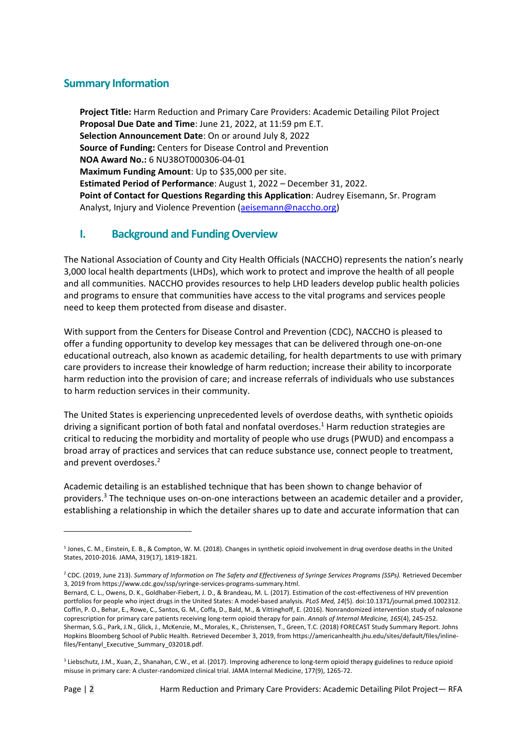## Summary Information

**Project Title:** Harm Reduction and Primary Care Providers: Academic Detailing Pilot Project
**Proposal Due Date and Time**: June 21, 2022, at 11:59 pm E.T.
**Selection Announcement Date**: On or around July 8, 2022
**Source of Funding:** Centers for Disease Control and Prevention
**NOA Award No.:** 6 NU38OT000306-04-01
**Maximum Funding Amount**: Up to $35,000 per site.
**Estimated Period of Performance**: August 1, 2022 – December 31, 2022.
**Point of Contact for Questions Regarding this Application**: Audrey Eisemann, Sr. Program Analyst, Injury and Violence Prevention (aeisemann@naccho.org)

## I. Background and Funding Overview

The National Association of County and City Health Officials (NACCHO) represents the nation's nearly 3,000 local health departments (LHDs), which work to protect and improve the health of all people and all communities. NACCHO provides resources to help LHD leaders develop public health policies and programs to ensure that communities have access to the vital programs and services people need to keep them protected from disease and disaster.

With support from the Centers for Disease Control and Prevention (CDC), NACCHO is pleased to offer a funding opportunity to develop key messages that can be delivered through one-on-one educational outreach, also known as academic detailing, for health departments to use with primary care providers to increase their knowledge of harm reduction; increase their ability to incorporate harm reduction into the provision of care; and increase referrals of individuals who use substances to harm reduction services in their community.

The United States is experiencing unprecedented levels of overdose deaths, with synthetic opioids driving a significant portion of both fatal and nonfatal overdoses.[1] Harm reduction strategies are critical to reducing the morbidity and mortality of people who use drugs (PWUD) and encompass a broad array of practices and services that can reduce substance use, connect people to treatment, and prevent overdoses.[2]

Academic detailing is an established technique that has been shown to change behavior of providers.[3] The technique uses on-one-one interactions between an academic detailer and a provider, establishing a relationship in which the detailer shares up to date and accurate information that can

---

[1] Jones, C. M., Einstein, E. B., & Compton, W. M. (2018). Changes in synthetic opioid involvement in drug overdose deaths in the United States, 2010-2016. JAMA, 319(17), 1819-1821.

[2] CDC. (2019, June 213). *Summary of Information on The Safety and Effectiveness of Syringe Services Programs (SSPs).* Retrieved December 3, 2019 from https://www.cdc.gov/ssp/syringe-services-programs-summary.html.
Bernard, C. L., Owens, D. K., Goldhaber-Fiebert, J. D., & Brandeau, M. L. (2017). Estimation of the cost-effectiveness of HIV prevention portfolios for people who inject drugs in the United States: A model-based analysis. *PLoS Med, 14*(5). doi:10.1371/journal.pmed.1002312.
Coffin, P. O., Behar, E., Rowe, C., Santos, G. M., Coffa, D., Bald, M., & Vittinghoff, E. (2016). Nonrandomized intervention study of naloxone coprescription for primary care patients receiving long-term opioid therapy for pain. *Annals of Internal Medicine, 165*(4), 245-252.
Sherman, S.G., Park, J.N., Glick, J., McKenzie, M., Morales, K., Christensen, T., Green, T.C. (2018) FORECAST Study Summary Report. Johns Hopkins Bloomberg School of Public Health. Retrieved December 3, 2019, from https://americanhealth.jhu.edu/sites/default/files/inline-files/Fentanyl_Executive_Summary_032018.pdf.

[3] Liebschutz, J.M., Xuan, Z., Shanahan, C.W., et al. (2017). Improving adherence to long-term opioid therapy guidelines to reduce opioid misuse in primary care: A cluster-randomized clinical trial. JAMA Internal Medicine, 177(9), 1265-72.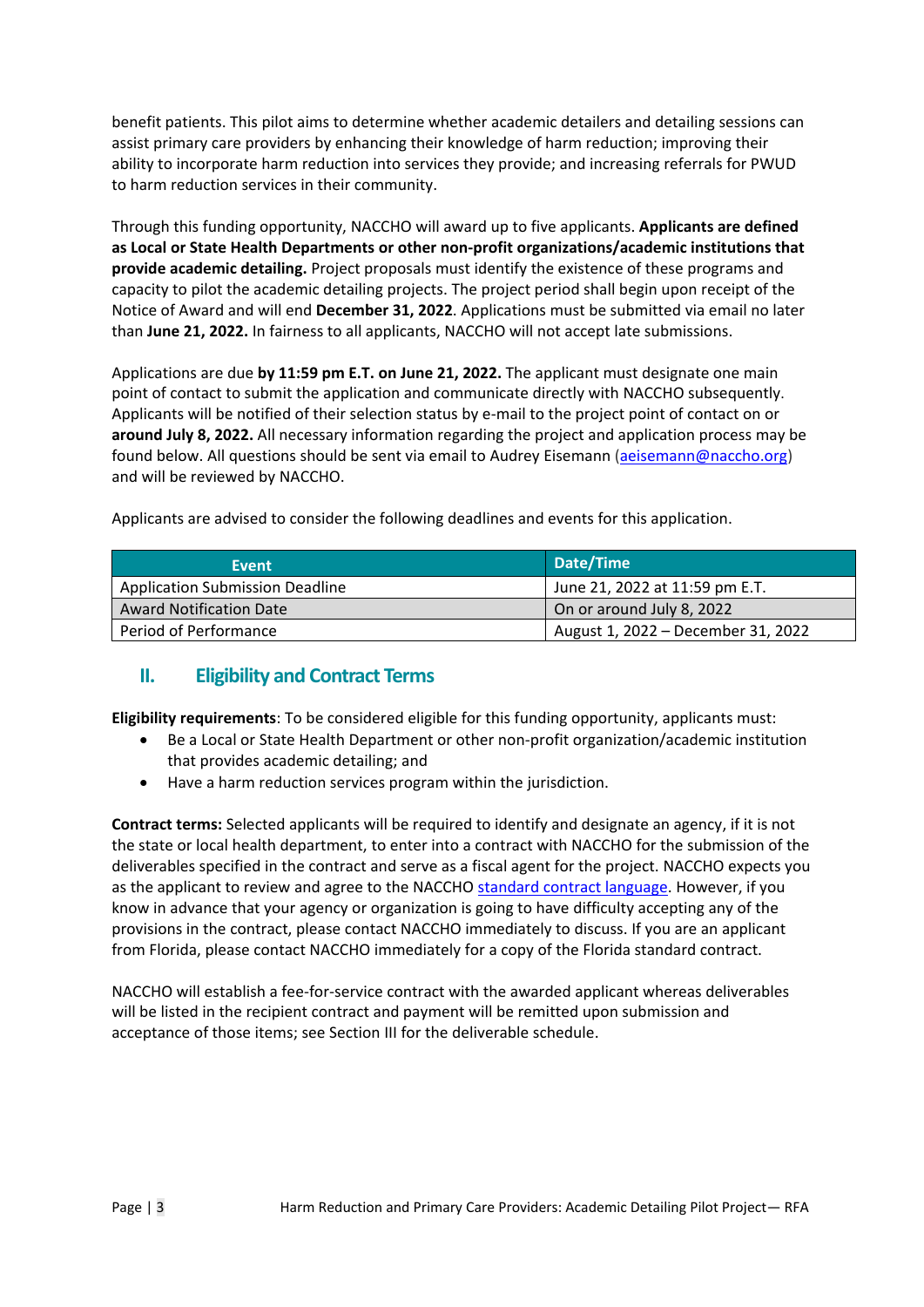benefit patients. This pilot aims to determine whether academic detailers and detailing sessions can assist primary care providers by enhancing their knowledge of harm reduction; improving their ability to incorporate harm reduction into services they provide; and increasing referrals for PWUD to harm reduction services in their community.

Through this funding opportunity, NACCHO will award up to five applicants. **Applicants are defined as Local or State Health Departments or other non-profit organizations/academic institutions that provide academic detailing.** Project proposals must identify the existence of these programs and capacity to pilot the academic detailing projects. The project period shall begin upon receipt of the Notice of Award and will end **December 31, 2022**. Applications must be submitted via email no later than **June 21, 2022.** In fairness to all applicants, NACCHO will not accept late submissions.

Applications are due **by 11:59 pm E.T. on June 21, 2022.** The applicant must designate one main point of contact to submit the application and communicate directly with NACCHO subsequently. Applicants will be notified of their selection status by e-mail to the project point of contact on or **around July 8, 2022.** All necessary information regarding the project and application process may be found below. All questions should be sent via email to Audrey Eisemann (aeisemann@naccho.org) and will be reviewed by NACCHO.

Applicants are advised to consider the following deadlines and events for this application.

| Event | Date/Time |
|---|---|
| Application Submission Deadline | June 21, 2022 at 11:59 pm E.T. |
| Award Notification Date | On or around July 8, 2022 |
| Period of Performance | August 1, 2022 – December 31, 2022 |

## II. Eligibility and Contract Terms

**Eligibility requirements**: To be considered eligible for this funding opportunity, applicants must:

- Be a Local or State Health Department or other non-profit organization/academic institution that provides academic detailing; and
- Have a harm reduction services program within the jurisdiction.

**Contract terms:** Selected applicants will be required to identify and designate an agency, if it is not the state or local health department, to enter into a contract with NACCHO for the submission of the deliverables specified in the contract and serve as a fiscal agent for the project. NACCHO expects you as the applicant to review and agree to the NACCHO standard contract language. However, if you know in advance that your agency or organization is going to have difficulty accepting any of the provisions in the contract, please contact NACCHO immediately to discuss. If you are an applicant from Florida, please contact NACCHO immediately for a copy of the Florida standard contract.

NACCHO will establish a fee-for-service contract with the awarded applicant whereas deliverables will be listed in the recipient contract and payment will be remitted upon submission and acceptance of those items; see Section III for the deliverable schedule.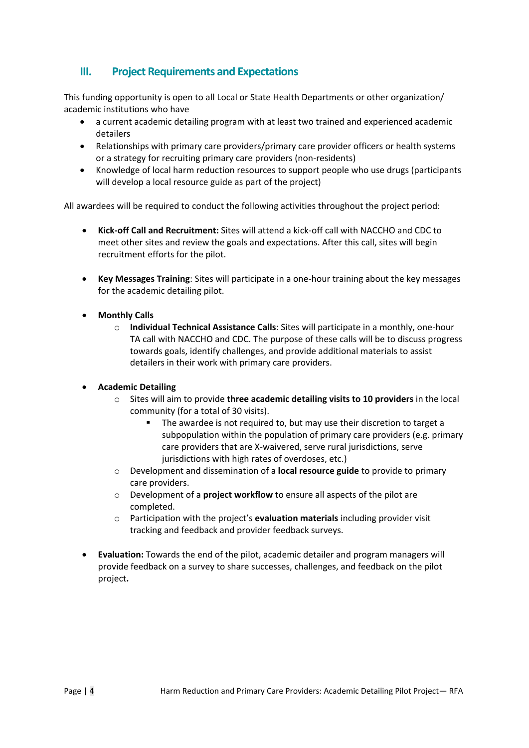## III. Project Requirements and Expectations

This funding opportunity is open to all Local or State Health Departments or other organization/ academic institutions who have

- a current academic detailing program with at least two trained and experienced academic detailers
- Relationships with primary care providers/primary care provider officers or health systems or a strategy for recruiting primary care providers (non-residents)
- Knowledge of local harm reduction resources to support people who use drugs (participants will develop a local resource guide as part of the project)

All awardees will be required to conduct the following activities throughout the project period:

- **Kick-off Call and Recruitment:** Sites will attend a kick-off call with NACCHO and CDC to meet other sites and review the goals and expectations. After this call, sites will begin recruitment efforts for the pilot.

- **Key Messages Training**: Sites will participate in a one-hour training about the key messages for the academic detailing pilot.

- **Monthly Calls**
  - **Individual Technical Assistance Calls**: Sites will participate in a monthly, one-hour TA call with NACCHO and CDC. The purpose of these calls will be to discuss progress towards goals, identify challenges, and provide additional materials to assist detailers in their work with primary care providers.

- **Academic Detailing**
  - Sites will aim to provide **three academic detailing visits to 10 providers** in the local community (for a total of 30 visits).
    - The awardee is not required to, but may use their discretion to target a subpopulation within the population of primary care providers (e.g. primary care providers that are X-waivered, serve rural jurisdictions, serve jurisdictions with high rates of overdoses, etc.)
  - Development and dissemination of a **local resource guide** to provide to primary care providers.
  - Development of a **project workflow** to ensure all aspects of the pilot are completed.
  - Participation with the project's **evaluation materials** including provider visit tracking and feedback and provider feedback surveys.

- **Evaluation:** Towards the end of the pilot, academic detailer and program managers will provide feedback on a survey to share successes, challenges, and feedback on the pilot project**.**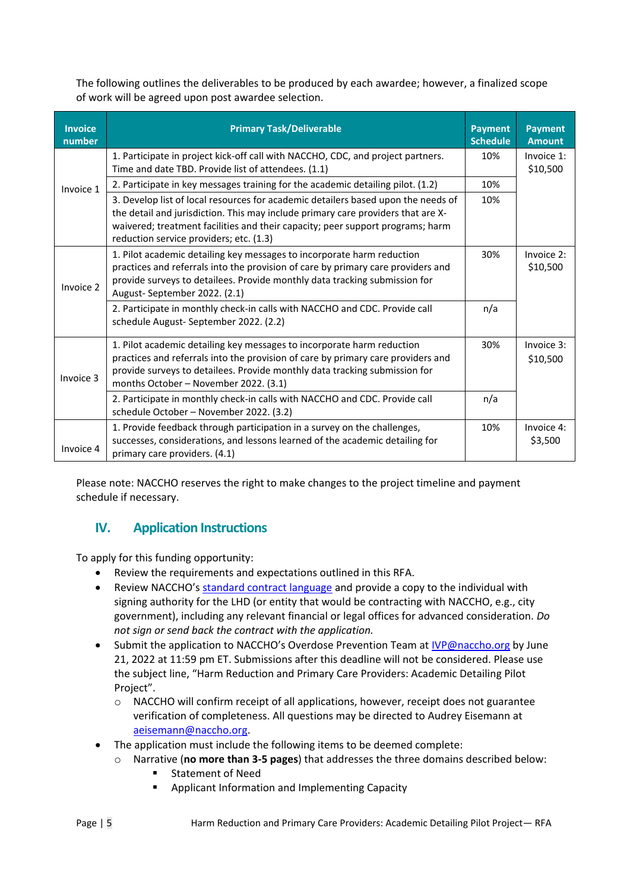The following outlines the deliverables to be produced by each awardee; however, a finalized scope of work will be agreed upon post awardee selection.

| Invoice number | Primary Task/Deliverable | Payment Schedule | Payment Amount |
|---|---|---|---|
| Invoice 1 | 1. Participate in project kick-off call with NACCHO, CDC, and project partners. Time and date TBD. Provide list of attendees. (1.1) | 10% | Invoice 1: $10,500 |
| | 2. Participate in key messages training for the academic detailing pilot. (1.2) | 10% | |
| | 3. Develop list of local resources for academic detailers based upon the needs of the detail and jurisdiction. This may include primary care providers that are X-waivered; treatment facilities and their capacity; peer support programs; harm reduction service providers; etc. (1.3) | 10% | |
| Invoice 2 | 1. Pilot academic detailing key messages to incorporate harm reduction practices and referrals into the provision of care by primary care providers and provide surveys to detailees. Provide monthly data tracking submission for August- September 2022. (2.1) | 30% | Invoice 2: $10,500 |
| | 2. Participate in monthly check-in calls with NACCHO and CDC. Provide call schedule August- September 2022. (2.2) | n/a | |
| Invoice 3 | 1. Pilot academic detailing key messages to incorporate harm reduction practices and referrals into the provision of care by primary care providers and provide surveys to detailees. Provide monthly data tracking submission for months October – November 2022. (3.1) | 30% | Invoice 3: $10,500 |
| | 2. Participate in monthly check-in calls with NACCHO and CDC. Provide call schedule October – November 2022. (3.2) | n/a | |
| Invoice 4 | 1. Provide feedback through participation in a survey on the challenges, successes, considerations, and lessons learned of the academic detailing for primary care providers. (4.1) | 10% | Invoice 4: $3,500 |

Please note: NACCHO reserves the right to make changes to the project timeline and payment schedule if necessary.

## IV. Application Instructions

To apply for this funding opportunity:

- Review the requirements and expectations outlined in this RFA.
- Review NACCHO's standard contract language and provide a copy to the individual with signing authority for the LHD (or entity that would be contracting with NACCHO, e.g., city government), including any relevant financial or legal offices for advanced consideration. *Do not sign or send back the contract with the application.*
- Submit the application to NACCHO's Overdose Prevention Team at IVP@naccho.org by June 21, 2022 at 11:59 pm ET. Submissions after this deadline will not be considered. Please use the subject line, "Harm Reduction and Primary Care Providers: Academic Detailing Pilot Project".
  - NACCHO will confirm receipt of all applications, however, receipt does not guarantee verification of completeness. All questions may be directed to Audrey Eisemann at aeisemann@naccho.org.
- The application must include the following items to be deemed complete:
  - Narrative (**no more than 3-5 pages**) that addresses the three domains described below:
    - Statement of Need
    - Applicant Information and Implementing Capacity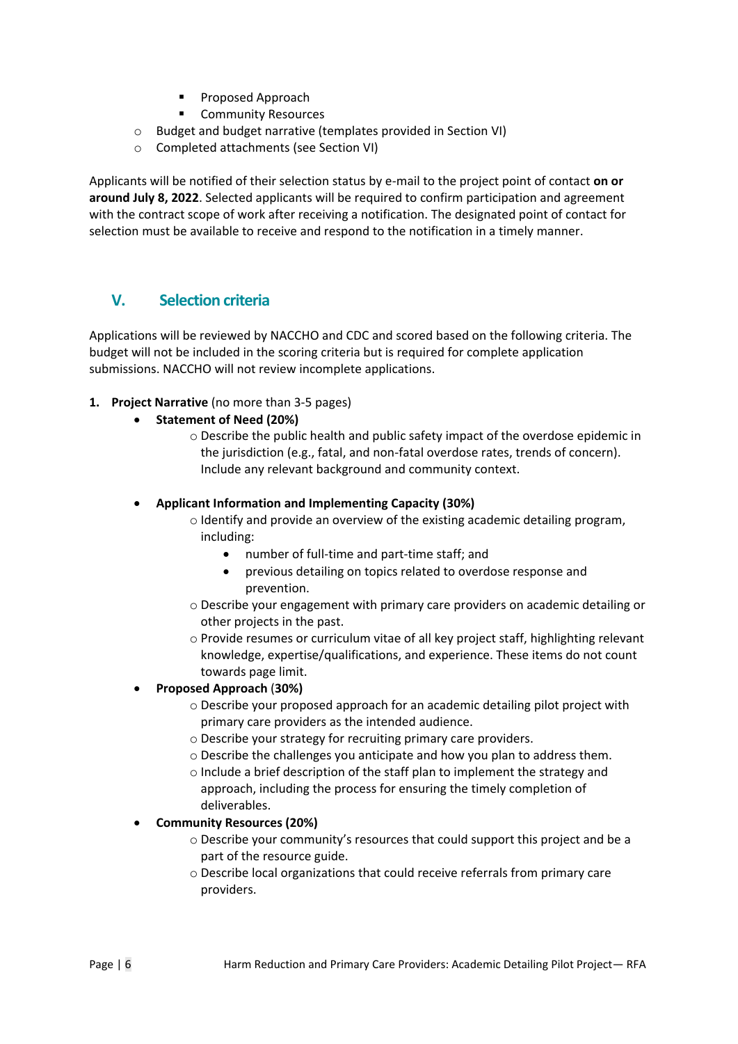- Proposed Approach
        - Community Resources
    - Budget and budget narrative (templates provided in Section VI)
    - Completed attachments (see Section VI)

Applicants will be notified of their selection status by e-mail to the project point of contact **on or around July 8, 2022**. Selected applicants will be required to confirm participation and agreement with the contract scope of work after receiving a notification. The designated point of contact for selection must be available to receive and respond to the notification in a timely manner.

## V. Selection criteria

Applications will be reviewed by NACCHO and CDC and scored based on the following criteria. The budget will not be included in the scoring criteria but is required for complete application submissions. NACCHO will not review incomplete applications.

1. **Project Narrative** (no more than 3-5 pages)
    - **Statement of Need (20%)**
        - Describe the public health and public safety impact of the overdose epidemic in the jurisdiction (e.g., fatal, and non-fatal overdose rates, trends of concern). Include any relevant background and community context.
    - **Applicant Information and Implementing Capacity (30%)**
        - Identify and provide an overview of the existing academic detailing program, including:
            - number of full-time and part-time staff; and
            - previous detailing on topics related to overdose response and prevention.
        - Describe your engagement with primary care providers on academic detailing or other projects in the past.
        - Provide resumes or curriculum vitae of all key project staff, highlighting relevant knowledge, expertise/qualifications, and experience. These items do not count towards page limit.
    - **Proposed Approach (30%)**
        - Describe your proposed approach for an academic detailing pilot project with primary care providers as the intended audience.
        - Describe your strategy for recruiting primary care providers.
        - Describe the challenges you anticipate and how you plan to address them.
        - Include a brief description of the staff plan to implement the strategy and approach, including the process for ensuring the timely completion of deliverables.
    - **Community Resources (20%)**
        - Describe your community's resources that could support this project and be a part of the resource guide.
        - Describe local organizations that could receive referrals from primary care providers.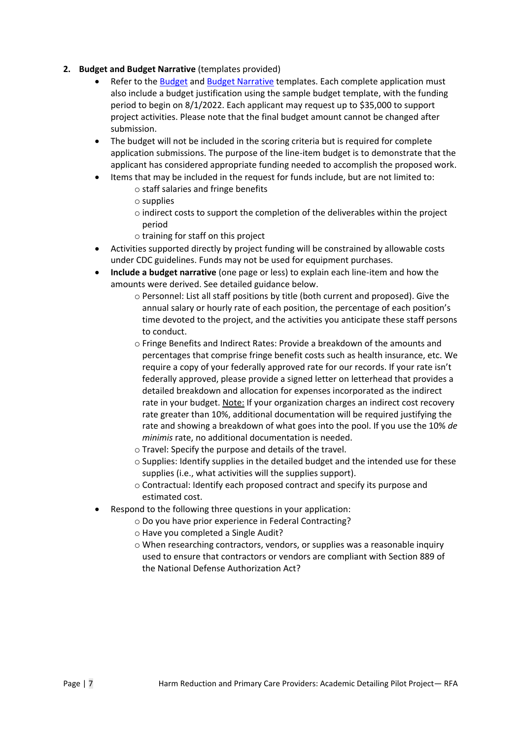2. **Budget and Budget Narrative** (templates provided)
    - Refer to the Budget and Budget Narrative templates. Each complete application must also include a budget justification using the sample budget template, with the funding period to begin on 8/1/2022. Each applicant may request up to $35,000 to support project activities. Please note that the final budget amount cannot be changed after submission.
    - The budget will not be included in the scoring criteria but is required for complete application submissions. The purpose of the line-item budget is to demonstrate that the applicant has considered appropriate funding needed to accomplish the proposed work.
    - Items that may be included in the request for funds include, but are not limited to:
        - staff salaries and fringe benefits
        - supplies
        - indirect costs to support the completion of the deliverables within the project period
        - training for staff on this project
    - Activities supported directly by project funding will be constrained by allowable costs under CDC guidelines. Funds may not be used for equipment purchases.
    - **Include a budget narrative** (one page or less) to explain each line-item and how the amounts were derived. See detailed guidance below.
        - Personnel: List all staff positions by title (both current and proposed). Give the annual salary or hourly rate of each position, the percentage of each position's time devoted to the project, and the activities you anticipate these staff persons to conduct.
        - Fringe Benefits and Indirect Rates: Provide a breakdown of the amounts and percentages that comprise fringe benefit costs such as health insurance, etc. We require a copy of your federally approved rate for our records. If your rate isn't federally approved, please provide a signed letter on letterhead that provides a detailed breakdown and allocation for expenses incorporated as the indirect rate in your budget. Note: If your organization charges an indirect cost recovery rate greater than 10%, additional documentation will be required justifying the rate and showing a breakdown of what goes into the pool. If you use the 10% *de minimis* rate, no additional documentation is needed.
        - Travel: Specify the purpose and details of the travel.
        - Supplies: Identify supplies in the detailed budget and the intended use for these supplies (i.e., what activities will the supplies support).
        - Contractual: Identify each proposed contract and specify its purpose and estimated cost.
    - Respond to the following three questions in your application:
        - Do you have prior experience in Federal Contracting?
        - Have you completed a Single Audit?
        - When researching contractors, vendors, or supplies was a reasonable inquiry used to ensure that contractors or vendors are compliant with Section 889 of the National Defense Authorization Act?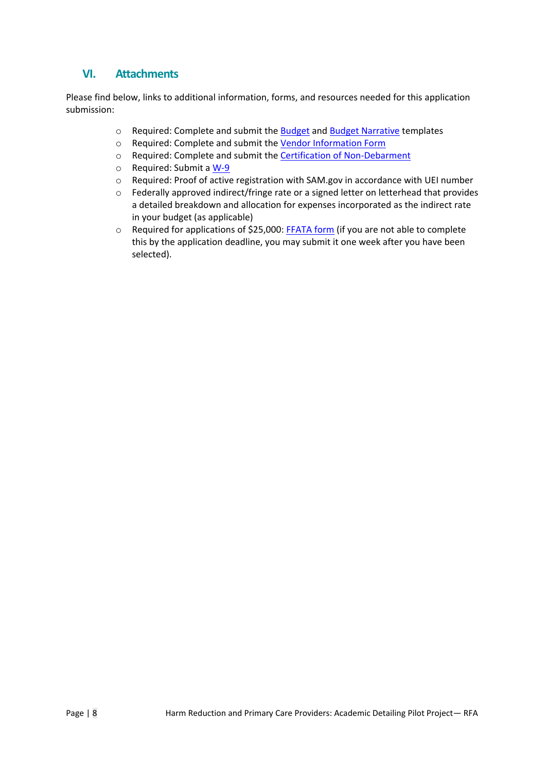## VI. Attachments

Please find below, links to additional information, forms, and resources needed for this application submission:

- Required: Complete and submit the Budget and Budget Narrative templates
- Required: Complete and submit the Vendor Information Form
- Required: Complete and submit the Certification of Non-Debarment
- Required: Submit a W-9
- Required: Proof of active registration with SAM.gov in accordance with UEI number
- Federally approved indirect/fringe rate or a signed letter on letterhead that provides a detailed breakdown and allocation for expenses incorporated as the indirect rate in your budget (as applicable)
- Required for applications of $25,000: FFATA form (if you are not able to complete this by the application deadline, you may submit it one week after you have been selected).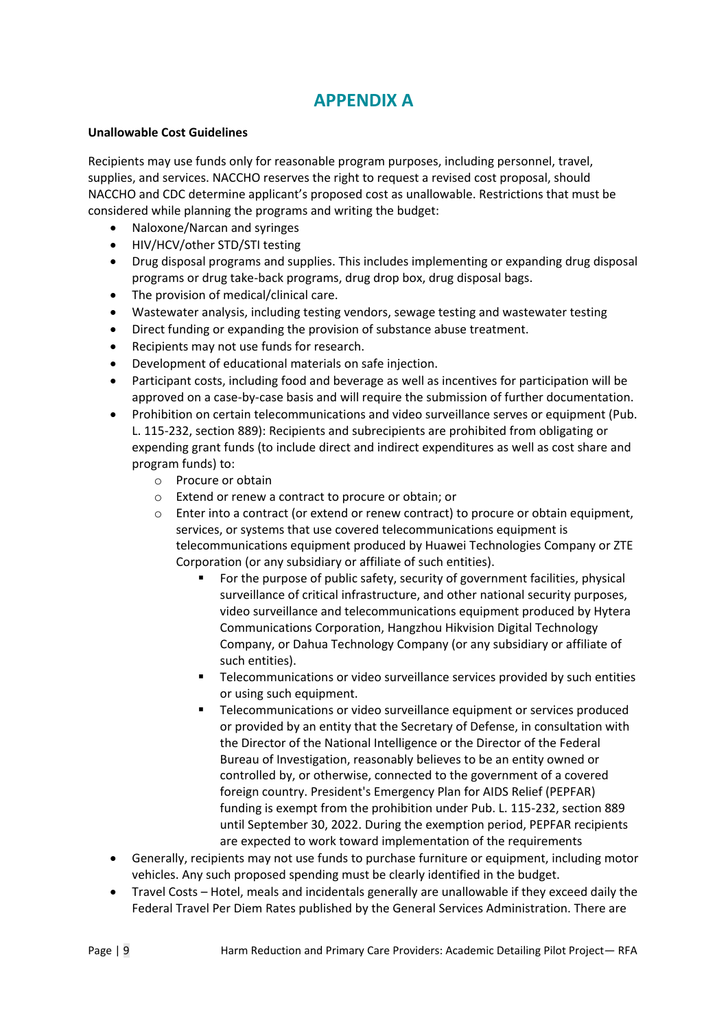# APPENDIX A

**Unallowable Cost Guidelines**

Recipients may use funds only for reasonable program purposes, including personnel, travel, supplies, and services. NACCHO reserves the right to request a revised cost proposal, should NACCHO and CDC determine applicant's proposed cost as unallowable. Restrictions that must be considered while planning the programs and writing the budget:

- Naloxone/Narcan and syringes
- HIV/HCV/other STD/STI testing
- Drug disposal programs and supplies. This includes implementing or expanding drug disposal programs or drug take-back programs, drug drop box, drug disposal bags.
- The provision of medical/clinical care.
- Wastewater analysis, including testing vendors, sewage testing and wastewater testing
- Direct funding or expanding the provision of substance abuse treatment.
- Recipients may not use funds for research.
- Development of educational materials on safe injection.
- Participant costs, including food and beverage as well as incentives for participation will be approved on a case-by-case basis and will require the submission of further documentation.
- Prohibition on certain telecommunications and video surveillance serves or equipment (Pub. L. 115-232, section 889): Recipients and subrecipients are prohibited from obligating or expending grant funds (to include direct and indirect expenditures as well as cost share and program funds) to:
    - Procure or obtain
    - Extend or renew a contract to procure or obtain; or
    - Enter into a contract (or extend or renew contract) to procure or obtain equipment, services, or systems that use covered telecommunications equipment is telecommunications equipment produced by Huawei Technologies Company or ZTE Corporation (or any subsidiary or affiliate of such entities).
        - For the purpose of public safety, security of government facilities, physical surveillance of critical infrastructure, and other national security purposes, video surveillance and telecommunications equipment produced by Hytera Communications Corporation, Hangzhou Hikvision Digital Technology Company, or Dahua Technology Company (or any subsidiary or affiliate of such entities).
        - Telecommunications or video surveillance services provided by such entities or using such equipment.
        - Telecommunications or video surveillance equipment or services produced or provided by an entity that the Secretary of Defense, in consultation with the Director of the National Intelligence or the Director of the Federal Bureau of Investigation, reasonably believes to be an entity owned or controlled by, or otherwise, connected to the government of a covered foreign country. President's Emergency Plan for AIDS Relief (PEPFAR) funding is exempt from the prohibition under Pub. L. 115-232, section 889 until September 30, 2022. During the exemption period, PEPFAR recipients are expected to work toward implementation of the requirements
- Generally, recipients may not use funds to purchase furniture or equipment, including motor vehicles. Any such proposed spending must be clearly identified in the budget.
- Travel Costs – Hotel, meals and incidentals generally are unallowable if they exceed daily the Federal Travel Per Diem Rates published by the General Services Administration. There are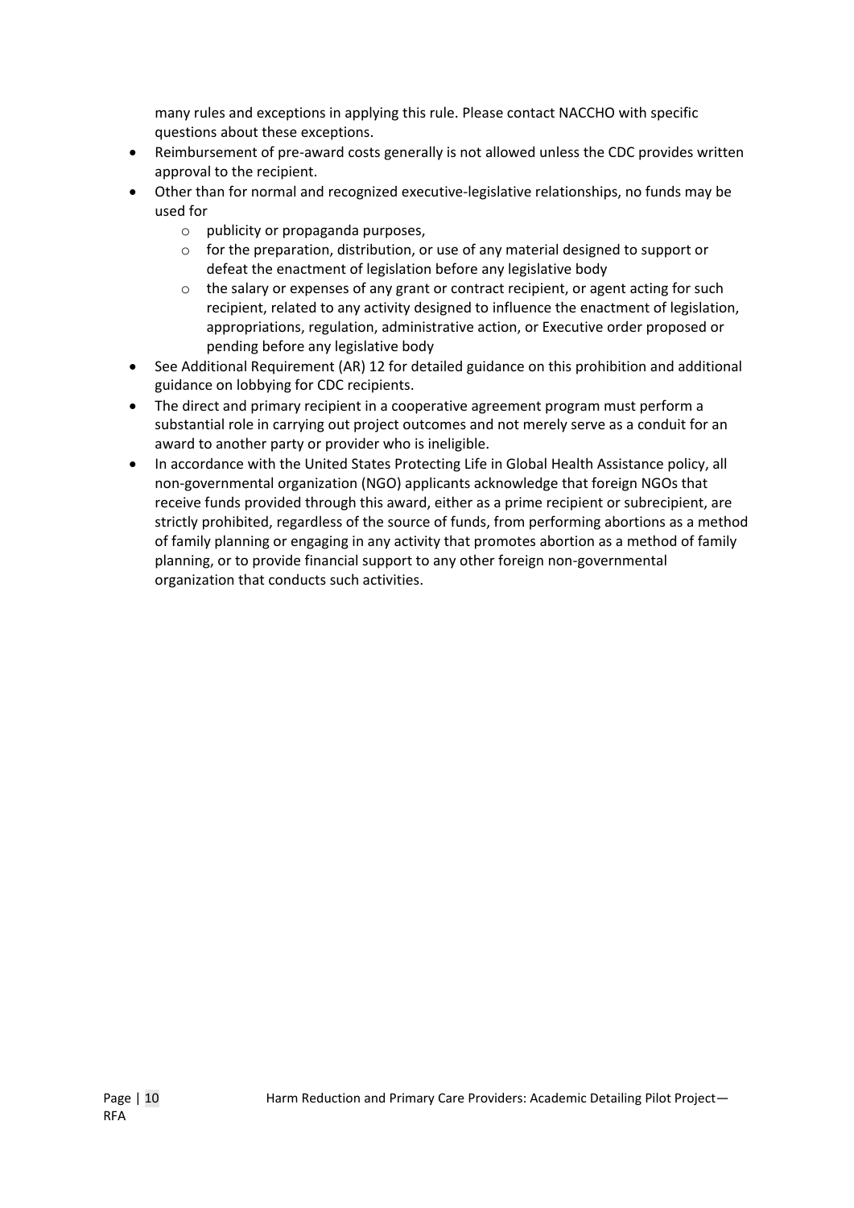many rules and exceptions in applying this rule. Please contact NACCHO with specific questions about these exceptions.

- Reimbursement of pre-award costs generally is not allowed unless the CDC provides written approval to the recipient.
- Other than for normal and recognized executive-legislative relationships, no funds may be used for
  - publicity or propaganda purposes,
  - for the preparation, distribution, or use of any material designed to support or defeat the enactment of legislation before any legislative body
  - the salary or expenses of any grant or contract recipient, or agent acting for such recipient, related to any activity designed to influence the enactment of legislation, appropriations, regulation, administrative action, or Executive order proposed or pending before any legislative body
- See Additional Requirement (AR) 12 for detailed guidance on this prohibition and additional guidance on lobbying for CDC recipients.
- The direct and primary recipient in a cooperative agreement program must perform a substantial role in carrying out project outcomes and not merely serve as a conduit for an award to another party or provider who is ineligible.
- In accordance with the United States Protecting Life in Global Health Assistance policy, all non-governmental organization (NGO) applicants acknowledge that foreign NGOs that receive funds provided through this award, either as a prime recipient or subrecipient, are strictly prohibited, regardless of the source of funds, from performing abortions as a method of family planning or engaging in any activity that promotes abortion as a method of family planning, or to provide financial support to any other foreign non-governmental organization that conducts such activities.